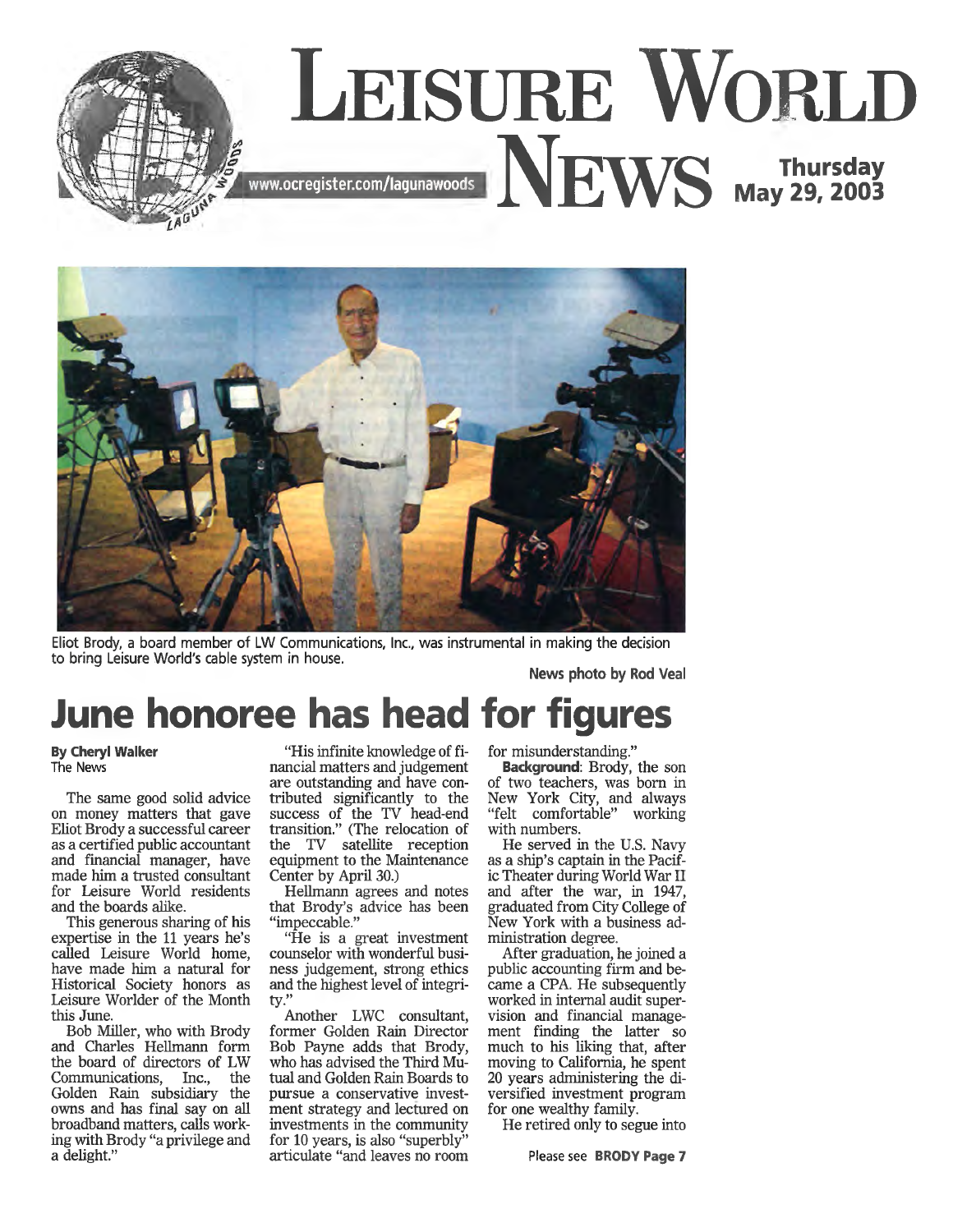# Leisure World News

www.ocregister.com/lagunawoods

Thursday May 29, 2003

Eliot Brody, a board member of LW Communications, Inc., was instrumental in making the decision to bring Leisure World's cable system in house.

News photo by Rod Veal

## June honoree has head for figures

**By Cheryl Walker**
The News

The same good solid advice on money matters that gave Eliot Brody a successful career as a certified public accountant and financial manager, have made him a trusted consultant for Leisure World residents and the boards alike.

This generous sharing of his expertise in the 11 years he's called Leisure World home, have made him a natural for Historical Society honors as Leisure Worlder of the Month this June.

Bob Miller, who with Brody and Charles Hellmann form the board of directors of LW Communications, Inc., the Golden Rain subsidiary the owns and has final say on all broadband matters, calls working with Brody "a privilege and a delight."

"His infinite knowledge of financial matters and judgement are outstanding and have contributed significantly to the success of the TV head-end transition." (The relocation of the TV satellite reception equipment to the Maintenance Center by April 30.)

Hellmann agrees and notes that Brody's advice has been "impeccable."

"He is a great investment counselor with wonderful business judgement, strong ethics and the highest level of integrity."

Another LWC consultant, former Golden Rain Director Bob Payne adds that Brody, who has advised the Third Mutual and Golden Rain Boards to pursue a conservative investment strategy and lectured on investments in the community for 10 years, is also "superbly" articulate "and leaves no room for misunderstanding."

**Background**: Brody, the son of two teachers, was born in New York City, and always "felt comfortable" working with numbers.

He served in the U.S. Navy as a ship's captain in the Pacific Theater during World War II and after the war, in 1947, graduated from City College of New York with a business administration degree.

After graduation, he joined a public accounting firm and became a CPA. He subsequently worked in internal audit supervision and financial management finding the latter so much to his liking that, after moving to California, he spent 20 years administering the diversified investment program for one wealthy family.

He retired only to segue into

Please see **BRODY Page 7**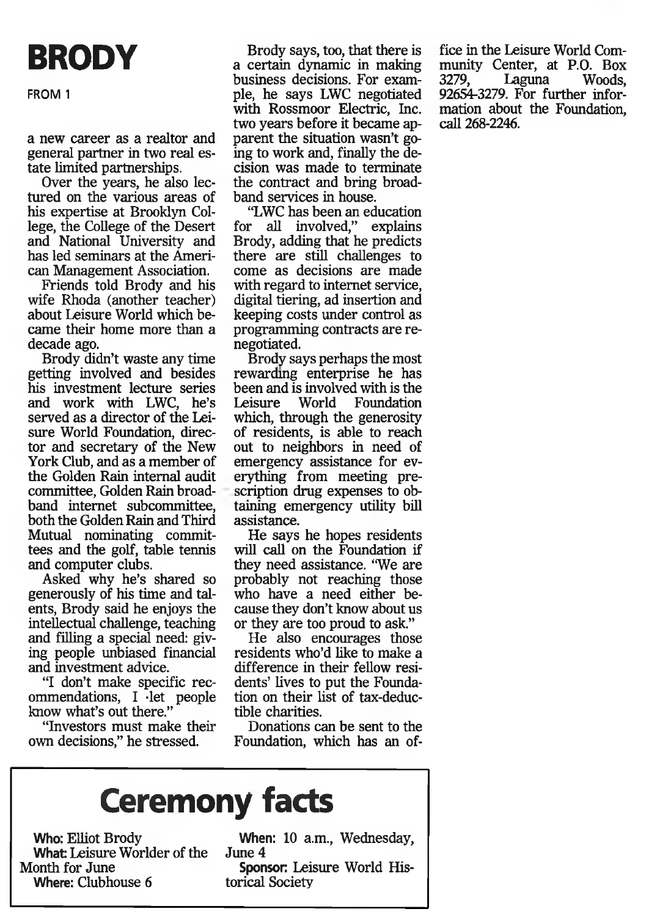# BRODY

FROM 1

a new career as a realtor and general partner in two real estate limited partnerships.

Over the years, he also lectured on the various areas of his expertise at Brooklyn College, the College of the Desert and National University and has led seminars at the American Management Association.

Friends told Brody and his wife Rhoda (another teacher) about Leisure World which became their home more than a decade ago.

Brody didn't waste any time getting involved and besides his investment lecture series and work with LWC, he's served as a director of the Leisure World Foundation, director and secretary of the New York Club, and as a member of the Golden Rain internal audit committee, Golden Rain broadband internet subcommittee, both the Golden Rain and Third Mutual nominating committees and the golf, table tennis and computer clubs.

Asked why he's shared so generously of his time and talents, Brody said he enjoys the intellectual challenge, teaching and filling a special need: giving people unbiased financial and investment advice.

"I don't make specific recommendations, I let people know what's out there."

"Investors must make their own decisions," he stressed.

Brody says, too, that there is a certain dynamic in making business decisions. For example, he says LWC negotiated with Rossmoor Electric, Inc. two years before it became apparent the situation wasn't going to work and, finally the decision was made to terminate the contract and bring broadband services in house.

"LWC has been an education for all involved," explains Brody, adding that he predicts there are still challenges to come as decisions are made with regard to internet service, digital tiering, ad insertion and keeping costs under control as programming contracts are renegotiated.

Brody says perhaps the most rewarding enterprise he has been and is involved with is the Leisure World Foundation which, through the generosity of residents, is able to reach out to neighbors in need of emergency assistance for everything from meeting prescription drug expenses to obtaining emergency utility bill assistance.

He says he hopes residents will call on the Foundation if they need assistance. "We are probably not reaching those who have a need either because they don't know about us or they are too proud to ask."

He also encourages those residents who'd like to make a difference in their fellow residents' lives to put the Foundation on their list of tax-deductible charities.

Donations can be sent to the Foundation, which has an office in the Leisure World Community Center, at P.O. Box 3279, Laguna Woods, 92654-3279. For further information about the Foundation, call 268-2246.

## Ceremony facts

**Who:** Elliot Brody

**What:** Leisure Worlder of the Month for June

**Where:** Clubhouse 6

**When:** 10 a.m., Wednesday, June 4

**Sponsor:** Leisure World Historical Society